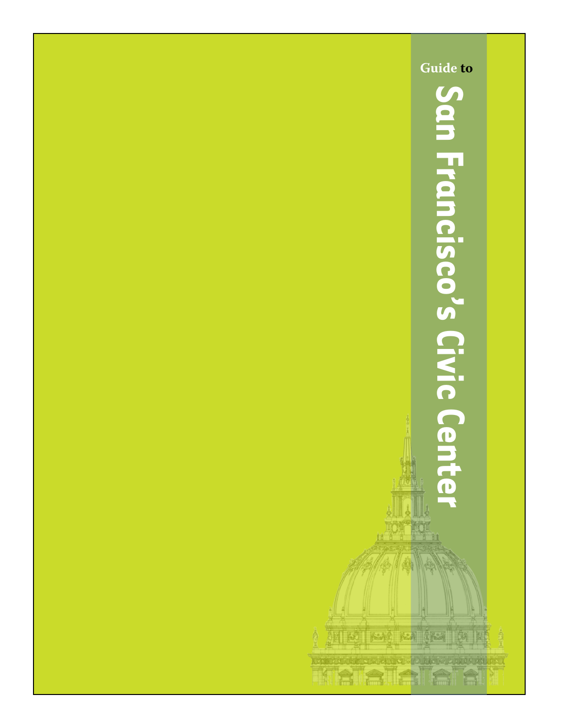Guide to

# San Francisco's Civic Center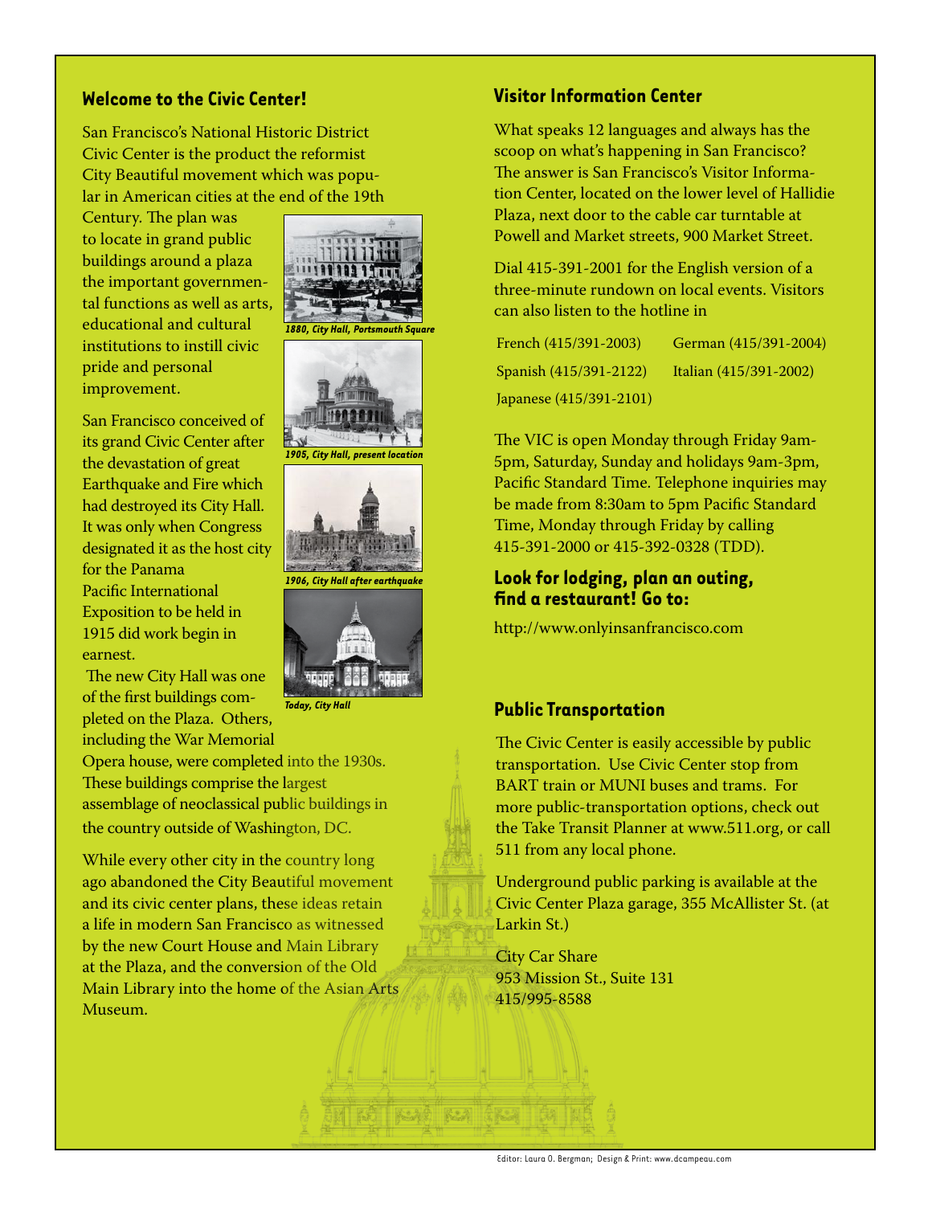## Welcome to the Civic Center!

San Francisco's National Historic District Civic Center is the product the reformist City Beautiful movement which was popular in American cities at the end of the 19th Century. The plan was to locate in grand public buildings around a plaza the important governmental functions as well as arts, educational and cultural institutions to instill civic pride and personal improvement.

*1880, City Hall, Portsmouth Square*

*1905, City Hall, present location*

*1906, City Hall after earthquake*

*Today, City Hall*

San Francisco conceived of its grand Civic Center after the devastation of great Earthquake and Fire which had destroyed its City Hall. It was only when Congress designated it as the host city for the Panama Pacific International Exposition to be held in 1915 did work begin in earnest.

The new City Hall was one of the first buildings completed on the Plaza. Others, including the War Memorial Opera house, were completed into the 1930s. These buildings comprise the largest assemblage of neoclassical public buildings in the country outside of Washington, DC.

While every other city in the country long ago abandoned the City Beautiful movement and its civic center plans, these ideas retain a life in modern San Francisco as witnessed by the new Court House and Main Library at the Plaza, and the conversion of the Old Main Library into the home of the Asian Arts Museum.

## Visitor Information Center

What speaks 12 languages and always has the scoop on what's happening in San Francisco? The answer is San Francisco's Visitor Information Center, located on the lower level of Hallidie Plaza, next door to the cable car turntable at Powell and Market streets, 900 Market Street.

Dial 415-391-2001 for the English version of a three-minute rundown on local events. Visitors can also listen to the hotline in

| | |
|---|---|
| French (415/391-2003) | German (415/391-2004) |
| Spanish (415/391-2122) | Italian (415/391-2002) |
| Japanese (415/391-2101) | |

The VIC is open Monday through Friday 9am-5pm, Saturday, Sunday and holidays 9am-3pm, Pacific Standard Time. Telephone inquiries may be made from 8:30am to 5pm Pacific Standard Time, Monday through Friday by calling 415-391-2000 or 415-392-0328 (TDD).

## Look for lodging, plan an outing, find a restaurant! Go to:

http://www.onlyinsanfrancisco.com

## Public Transportation

The Civic Center is easily accessible by public transportation. Use Civic Center stop from BART train or MUNI buses and trams. For more public-transportation options, check out the Take Transit Planner at www.511.org, or call 511 from any local phone.

Underground public parking is available at the Civic Center Plaza garage, 355 McAllister St. (at Larkin St.)

City Car Share
953 Mission St., Suite 131
415/995-8588

Editor: Laura O. Bergman; Design & Print: www.dcampeau.com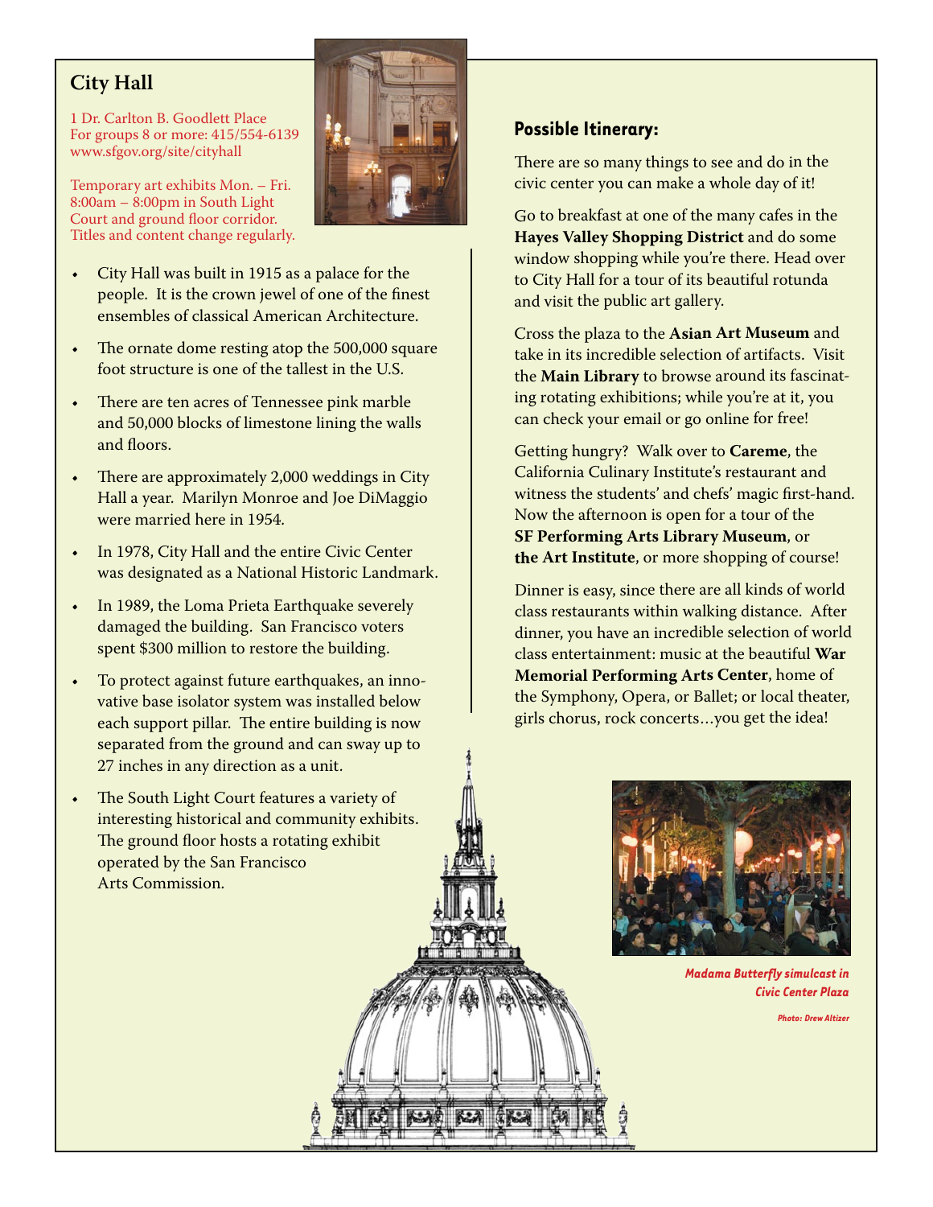## City Hall

1 Dr. Carlton B. Goodlett Place
For groups 8 or more: 415/554-6139
www.sfgov.org/site/cityhall

Temporary art exhibits Mon. – Fri. 8:00am – 8:00pm in South Light Court and ground floor corridor. Titles and content change regularly.

- City Hall was built in 1915 as a palace for the people. It is the crown jewel of one of the finest ensembles of classical American Architecture.
- The ornate dome resting atop the 500,000 square foot structure is one of the tallest in the U.S.
- There are ten acres of Tennessee pink marble and 50,000 blocks of limestone lining the walls and floors.
- There are approximately 2,000 weddings in City Hall a year. Marilyn Monroe and Joe DiMaggio were married here in 1954.
- In 1978, City Hall and the entire Civic Center was designated as a National Historic Landmark.
- In 1989, the Loma Prieta Earthquake severely damaged the building. San Francisco voters spent $300 million to restore the building.
- To protect against future earthquakes, an innovative base isolator system was installed below each support pillar. The entire building is now separated from the ground and can sway up to 27 inches in any direction as a unit.
- The South Light Court features a variety of interesting historical and community exhibits. The ground floor hosts a rotating exhibit operated by the San Francisco Arts Commission.

### Possible Itinerary:

There are so many things to see and do in the civic center you can make a whole day of it!

Go to breakfast at one of the many cafes in the **Hayes Valley Shopping District** and do some window shopping while you're there. Head over to City Hall for a tour of its beautiful rotunda and visit the public art gallery.

Cross the plaza to the **Asian Art Museum** and take in its incredible selection of artifacts. Visit the **Main Library** to browse around its fascinating rotating exhibitions; while you're at it, you can check your email or go online for free!

Getting hungry? Walk over to **Careme**, the California Culinary Institute's restaurant and witness the students' and chefs' magic first-hand. Now the afternoon is open for a tour of the **SF Performing Arts Library Museum**, or **the Art Institute**, or more shopping of course!

Dinner is easy, since there are all kinds of world class restaurants within walking distance. After dinner, you have an incredible selection of world class entertainment: music at the beautiful **War Memorial Performing Arts Center**, home of the Symphony, Opera, or Ballet; or local theater, girls chorus, rock concerts…you get the idea!

*Madama Butterfly simulcast in Civic Center Plaza*

*Photo: Drew Altizer*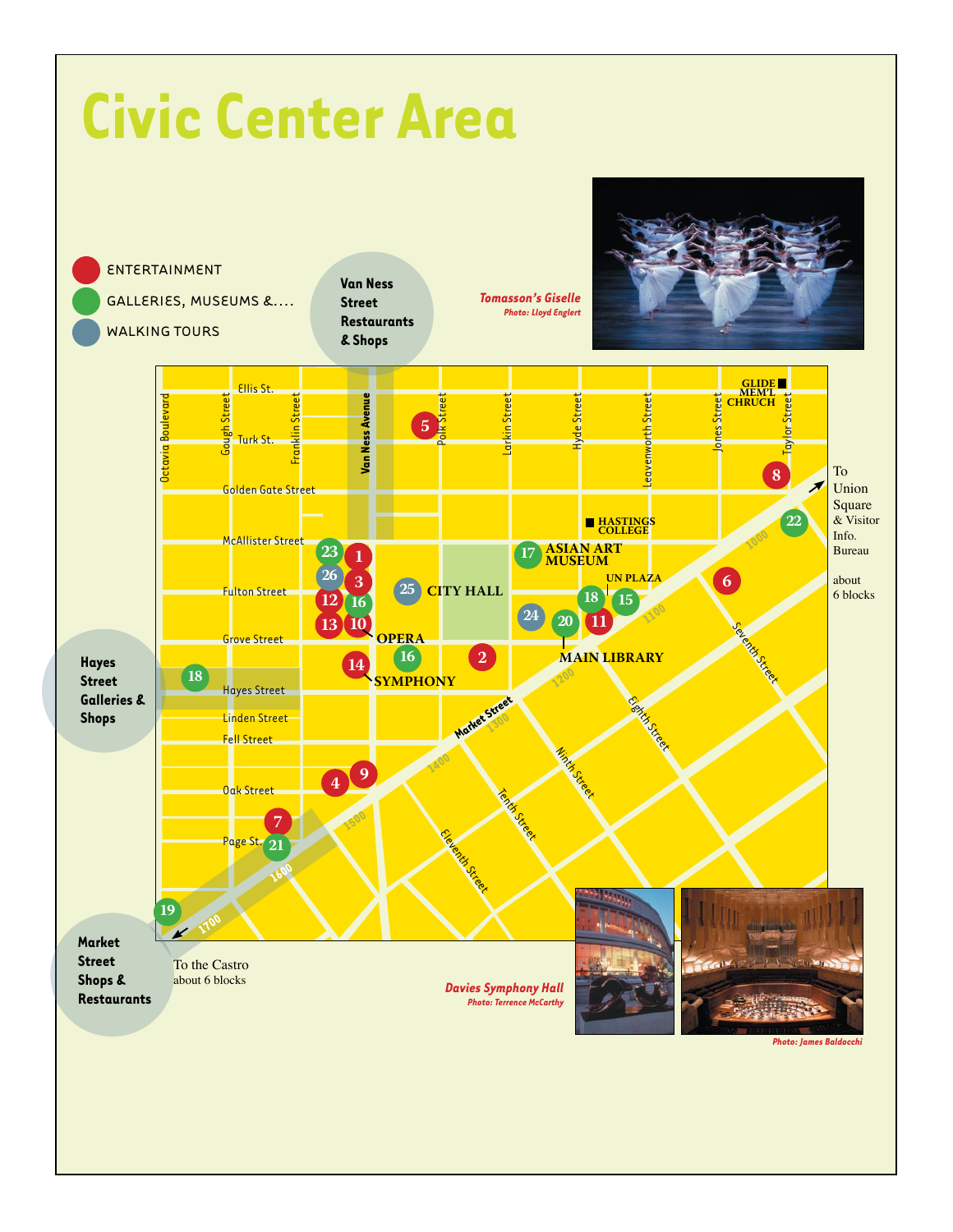# Civic Center Area

- ENTERTAINMENT
- GALLERIES, MUSEUMS &....
- WALKING TOURS

Van Ness Street Restaurants & Shops

Hayes Street Galleries & Shops

Market Street Shops & Restaurants

*Tomasson's Giselle*
*Photo: Lloyd Englert*

To Union Square & Visitor Info. Bureau about 6 blocks

To the Castro about 6 blocks

*Davies Symphony Hall*
*Photo: Terrence McCarthy*

*Photo: James Baldocchi*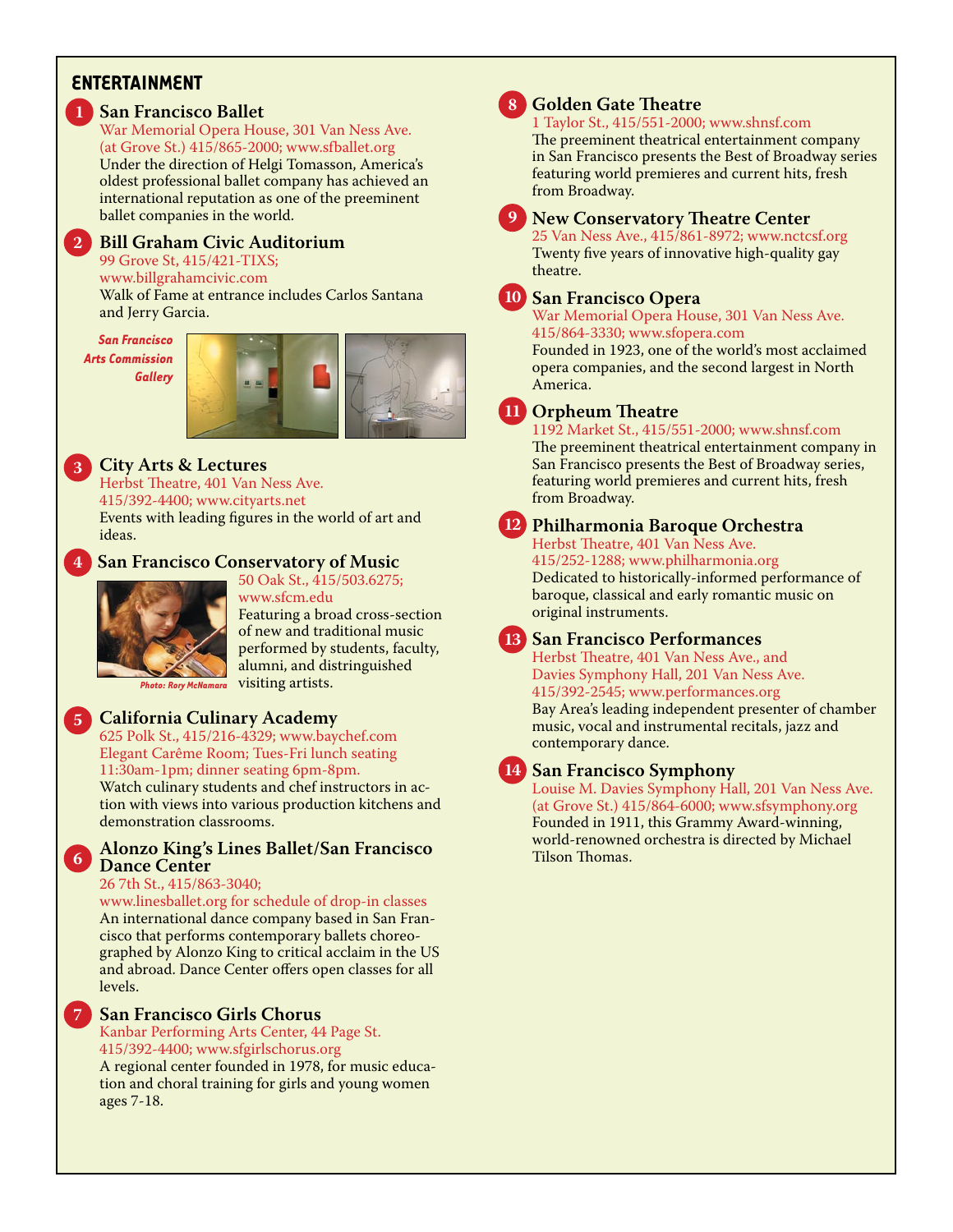## ENTERTAINMENT

### 1 San Francisco Ballet

War Memorial Opera House, 301 Van Ness Ave. (at Grove St.) 415/865-2000; www.sfballet.org

Under the direction of Helgi Tomasson, America's oldest professional ballet company has achieved an international reputation as one of the preeminent ballet companies in the world.

### 2 Bill Graham Civic Auditorium

99 Grove St, 415/421-TIXS; www.billgrahamcivic.com

Walk of Fame at entrance includes Carlos Santana and Jerry Garcia.

*San Francisco Arts Commission Gallery*

### 3 City Arts & Lectures

Herbst Theatre, 401 Van Ness Ave. 415/392-4400; www.cityarts.net

Events with leading figures in the world of art and ideas.

### 4 San Francisco Conservatory of Music

50 Oak St., 415/503.6275; www.sfcm.edu

Featuring a broad cross-section of new and traditional music performed by students, faculty, alumni, and distringuished visiting artists.

*Photo: Rory McNamara*

### 5 California Culinary Academy

625 Polk St., 415/216-4329; www.baychef.com
Elegant Carême Room; Tues-Fri lunch seating 11:30am-1pm; dinner seating 6pm-8pm.

Watch culinary students and chef instructors in action with views into various production kitchens and demonstration classrooms.

### 6 Alonzo King's Lines Ballet/San Francisco Dance Center

26 7th St., 415/863-3040; www.linesballet.org for schedule of drop-in classes

An international dance company based in San Francisco that performs contemporary ballets choreographed by Alonzo King to critical acclaim in the US and abroad. Dance Center offers open classes for all levels.

### 7 San Francisco Girls Chorus

Kanbar Performing Arts Center, 44 Page St. 415/392-4400; www.sfgirlschorus.org

A regional center founded in 1978, for music education and choral training for girls and young women ages 7-18.

### 8 Golden Gate Theatre

1 Taylor St., 415/551-2000; www.shnsf.com

The preeminent theatrical entertainment company in San Francisco presents the Best of Broadway series featuring world premieres and current hits, fresh from Broadway.

### 9 New Conservatory Theatre Center

25 Van Ness Ave., 415/861-8972; www.nctcsf.org

Twenty five years of innovative high-quality gay theatre.

### 10 San Francisco Opera

War Memorial Opera House, 301 Van Ness Ave. 415/864-3330; www.sfopera.com

Founded in 1923, one of the world's most acclaimed opera companies, and the second largest in North America.

### 11 Orpheum Theatre

1192 Market St., 415/551-2000; www.shnsf.com

The preeminent theatrical entertainment company in San Francisco presents the Best of Broadway series, featuring world premieres and current hits, fresh from Broadway.

### 12 Philharmonia Baroque Orchestra

Herbst Theatre, 401 Van Ness Ave. 415/252-1288; www.philharmonia.org

Dedicated to historically-informed performance of baroque, classical and early romantic music on original instruments.

### 13 San Francisco Performances

Herbst Theatre, 401 Van Ness Ave., and Davies Symphony Hall, 201 Van Ness Ave. 415/392-2545; www.performances.org

Bay Area's leading independent presenter of chamber music, vocal and instrumental recitals, jazz and contemporary dance.

### 14 San Francisco Symphony

Louise M. Davies Symphony Hall, 201 Van Ness Ave. (at Grove St.) 415/864-6000; www.sfsymphony.org

Founded in 1911, this Grammy Award-winning, world-renowned orchestra is directed by Michael Tilson Thomas.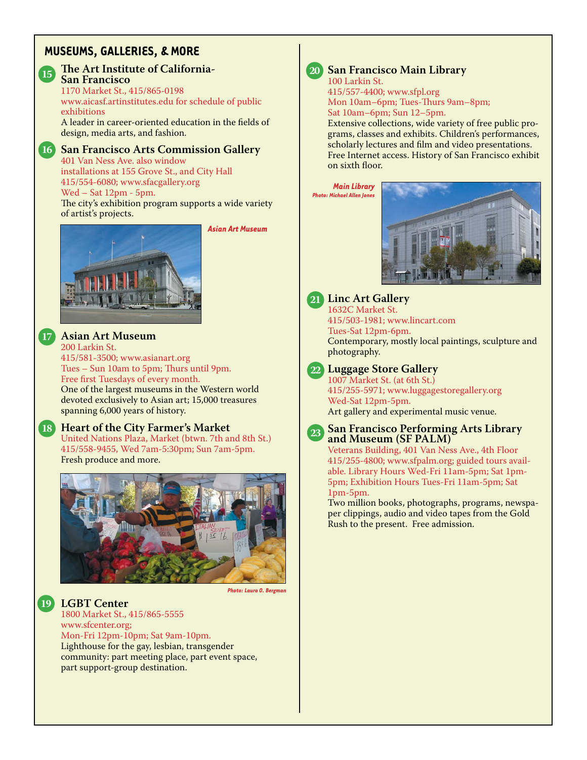## MUSEUMS, GALLERIES, & MORE

### 15 The Art Institute of California-San Francisco

1170 Market St., 415/865-0198
www.aicasf.artinstitutes.edu for schedule of public exhibitions

A leader in career-oriented education in the fields of design, media arts, and fashion.

### 16 San Francisco Arts Commission Gallery

401 Van Ness Ave. also window installations at 155 Grove St., and City Hall
415/554-6080; www.sfacgallery.org
Wed – Sat 12pm - 5pm.

The city's exhibition program supports a wide variety of artist's projects.

*Asian Art Museum*

### 17 Asian Art Museum

200 Larkin St.
415/581-3500; www.asianart.org
Tues – Sun 10am to 5pm; Thurs until 9pm.
Free first Tuesdays of every month.

One of the largest museums in the Western world devoted exclusively to Asian art; 15,000 treasures spanning 6,000 years of history.

### 18 Heart of the City Farmer's Market

United Nations Plaza, Market (btwn. 7th and 8th St.)
415/558-9455, Wed 7am-5:30pm; Sun 7am-5pm.

Fresh produce and more.

*Photo: Laura O. Bergman*

### 19 LGBT Center

1800 Market St., 415/865-5555
www.sfcenter.org;
Mon-Fri 12pm-10pm; Sat 9am-10pm.

Lighthouse for the gay, lesbian, transgender community: part meeting place, part event space, part support-group destination.

### 20 San Francisco Main Library

100 Larkin St.
415/557-4400; www.sfpl.org
Mon 10am–6pm; Tues-Thurs 9am–8pm;
Sat 10am–6pm; Sun 12–5pm.

Extensive collections, wide variety of free public programs, classes and exhibits. Children's performances, scholarly lectures and film and video presentations. Free Internet access. History of San Francisco exhibit on sixth floor.

*Main Library*
*Photo: Michael Allen Jones*

### 21 Linc Art Gallery

1632C Market St.
415/503-1981; www.lincart.com
Tues-Sat 12pm-6pm.

Contemporary, mostly local paintings, sculpture and photography.

### 22 Luggage Store Gallery

1007 Market St. (at 6th St.)
415/255-5971; www.luggagestoregallery.org
Wed-Sat 12pm-5pm.

Art gallery and experimental music venue.

### 23 San Francisco Performing Arts Library and Museum (SF PALM)

Veterans Building, 401 Van Ness Ave., 4th Floor
415/255-4800; www.sfpalm.org; guided tours available. Library Hours Wed-Fri 11am-5pm; Sat 1pm-5pm; Exhibition Hours Tues-Fri 11am-5pm; Sat 1pm-5pm.

Two million books, photographs, programs, newspaper clippings, audio and video tapes from the Gold Rush to the present. Free admission.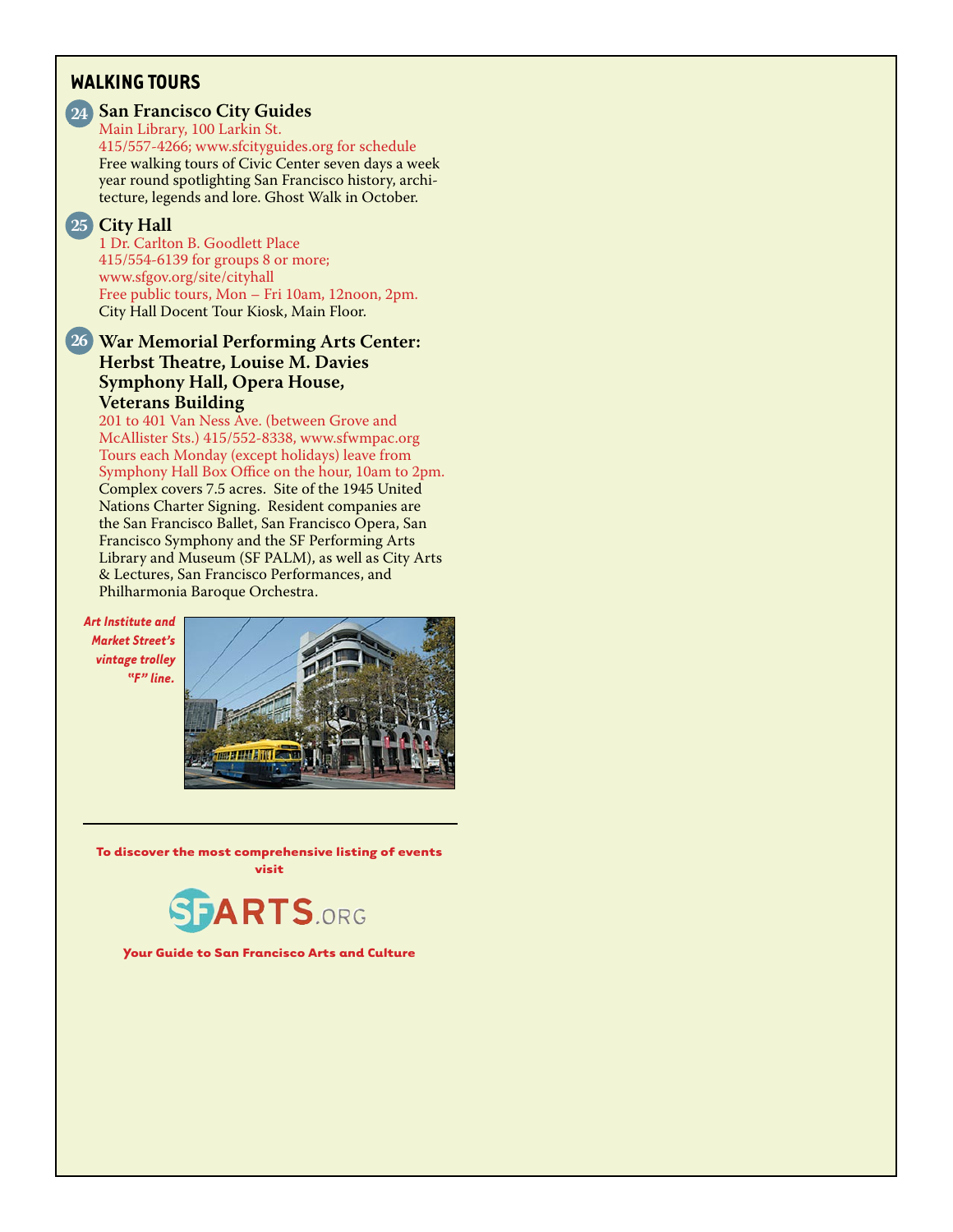## WALKING TOURS

### 24 San Francisco City Guides

Main Library, 100 Larkin St.
415/557-4266; www.sfcityguides.org for schedule
Free walking tours of Civic Center seven days a week year round spotlighting San Francisco history, architecture, legends and lore. Ghost Walk in October.

### 25 City Hall

1 Dr. Carlton B. Goodlett Place
415/554-6139 for groups 8 or more;
www.sfgov.org/site/cityhall
Free public tours, Mon – Fri 10am, 12noon, 2pm.
City Hall Docent Tour Kiosk, Main Floor.

### 26 War Memorial Performing Arts Center: Herbst Theatre, Louise M. Davies Symphony Hall, Opera House, Veterans Building

201 to 401 Van Ness Ave. (between Grove and McAllister Sts.) 415/552-8338, www.sfwmpac.org
Tours each Monday (except holidays) leave from Symphony Hall Box Office on the hour, 10am to 2pm.
Complex covers 7.5 acres. Site of the 1945 United Nations Charter Signing. Resident companies are the San Francisco Ballet, San Francisco Opera, San Francisco Symphony and the SF Performing Arts Library and Museum (SF PALM), as well as City Arts & Lectures, San Francisco Performances, and Philharmonia Baroque Orchestra.

*Art Institute and Market Street's vintage trolley "F" line.*

---

**To discover the most comprehensive listing of events visit**

**SFARTS.ORG**

**Your Guide to San Francisco Arts and Culture**